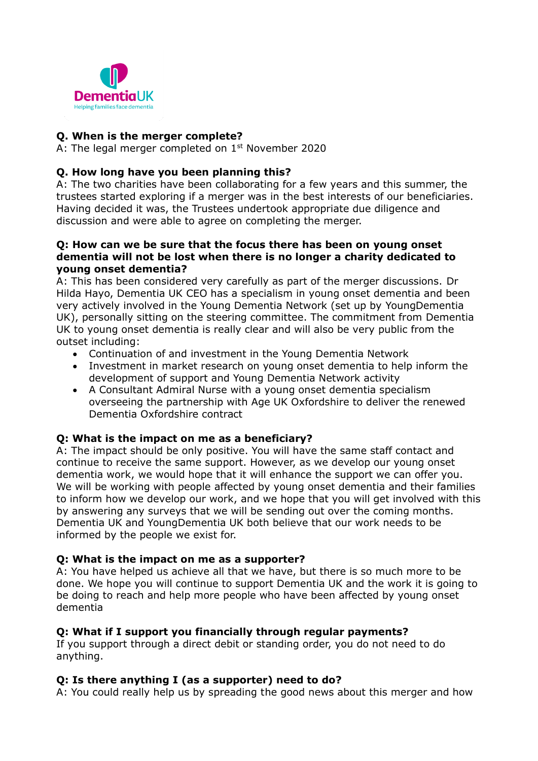Dementia UK
Helping families face dementia

**Q. When is the merger complete?**
A: The legal merger completed on 1st November 2020

**Q. How long have you been planning this?**
A: The two charities have been collaborating for a few years and this summer, the trustees started exploring if a merger was in the best interests of our beneficiaries. Having decided it was, the Trustees undertook appropriate due diligence and discussion and were able to agree on completing the merger.

**Q: How can we be sure that the focus there has been on young onset dementia will not be lost when there is no longer a charity dedicated to young onset dementia?**
A: This has been considered very carefully as part of the merger discussions. Dr Hilda Hayo, Dementia UK CEO has a specialism in young onset dementia and been very actively involved in the Young Dementia Network (set up by YoungDementia UK), personally sitting on the steering committee. The commitment from Dementia UK to young onset dementia is really clear and will also be very public from the outset including:

- Continuation of and investment in the Young Dementia Network
- Investment in market research on young onset dementia to help inform the development of support and Young Dementia Network activity
- A Consultant Admiral Nurse with a young onset dementia specialism overseeing the partnership with Age UK Oxfordshire to deliver the renewed Dementia Oxfordshire contract

**Q: What is the impact on me as a beneficiary?**
A: The impact should be only positive. You will have the same staff contact and continue to receive the same support. However, as we develop our young onset dementia work, we would hope that it will enhance the support we can offer you. We will be working with people affected by young onset dementia and their families to inform how we develop our work, and we hope that you will get involved with this by answering any surveys that we will be sending out over the coming months. Dementia UK and YoungDementia UK both believe that our work needs to be informed by the people we exist for.

**Q: What is the impact on me as a supporter?**
A: You have helped us achieve all that we have, but there is so much more to be done. We hope you will continue to support Dementia UK and the work it is going to be doing to reach and help more people who have been affected by young onset dementia

**Q: What if I support you financially through regular payments?**
If you support through a direct debit or standing order, you do not need to do anything.

**Q: Is there anything I (as a supporter) need to do?**
A: You could really help us by spreading the good news about this merger and how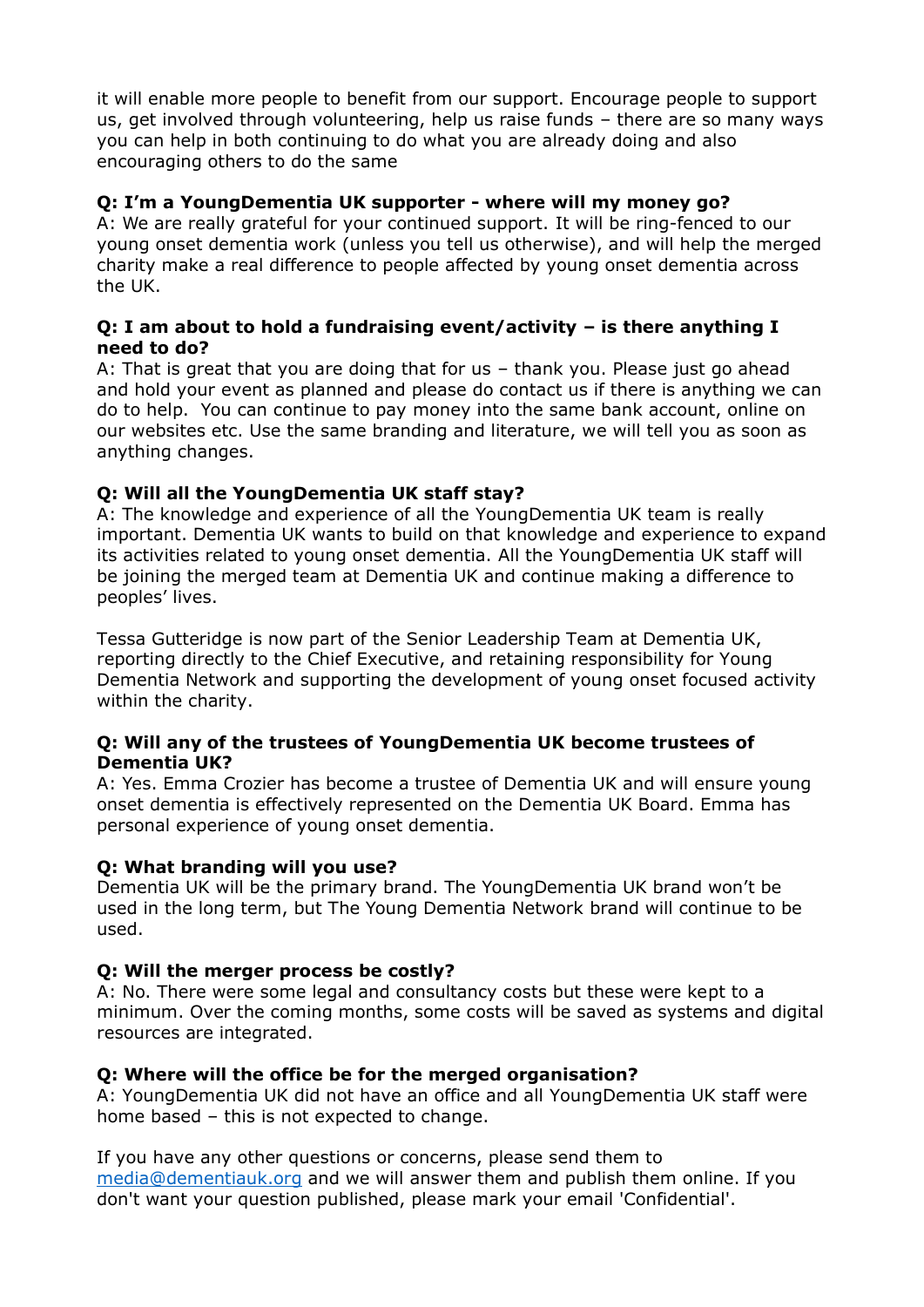it will enable more people to benefit from our support. Encourage people to support us, get involved through volunteering, help us raise funds – there are so many ways you can help in both continuing to do what you are already doing and also encouraging others to do the same

**Q: I'm a YoungDementia UK supporter - where will my money go?**
A: We are really grateful for your continued support. It will be ring-fenced to our young onset dementia work (unless you tell us otherwise), and will help the merged charity make a real difference to people affected by young onset dementia across the UK.

**Q: I am about to hold a fundraising event/activity – is there anything I need to do?**
A: That is great that you are doing that for us – thank you. Please just go ahead and hold your event as planned and please do contact us if there is anything we can do to help. You can continue to pay money into the same bank account, online on our websites etc. Use the same branding and literature, we will tell you as soon as anything changes.

**Q: Will all the YoungDementia UK staff stay?**
A: The knowledge and experience of all the YoungDementia UK team is really important. Dementia UK wants to build on that knowledge and experience to expand its activities related to young onset dementia. All the YoungDementia UK staff will be joining the merged team at Dementia UK and continue making a difference to peoples' lives.

Tessa Gutteridge is now part of the Senior Leadership Team at Dementia UK, reporting directly to the Chief Executive, and retaining responsibility for Young Dementia Network and supporting the development of young onset focused activity within the charity.

**Q: Will any of the trustees of YoungDementia UK become trustees of Dementia UK?**
A: Yes. Emma Crozier has become a trustee of Dementia UK and will ensure young onset dementia is effectively represented on the Dementia UK Board. Emma has personal experience of young onset dementia.

**Q: What branding will you use?**
Dementia UK will be the primary brand. The YoungDementia UK brand won't be used in the long term, but The Young Dementia Network brand will continue to be used.

**Q: Will the merger process be costly?**
A: No. There were some legal and consultancy costs but these were kept to a minimum. Over the coming months, some costs will be saved as systems and digital resources are integrated.

**Q: Where will the office be for the merged organisation?**
A: YoungDementia UK did not have an office and all YoungDementia UK staff were home based – this is not expected to change.

If you have any other questions or concerns, please send them to media@dementiauk.org and we will answer them and publish them online. If you don't want your question published, please mark your email 'Confidential'.